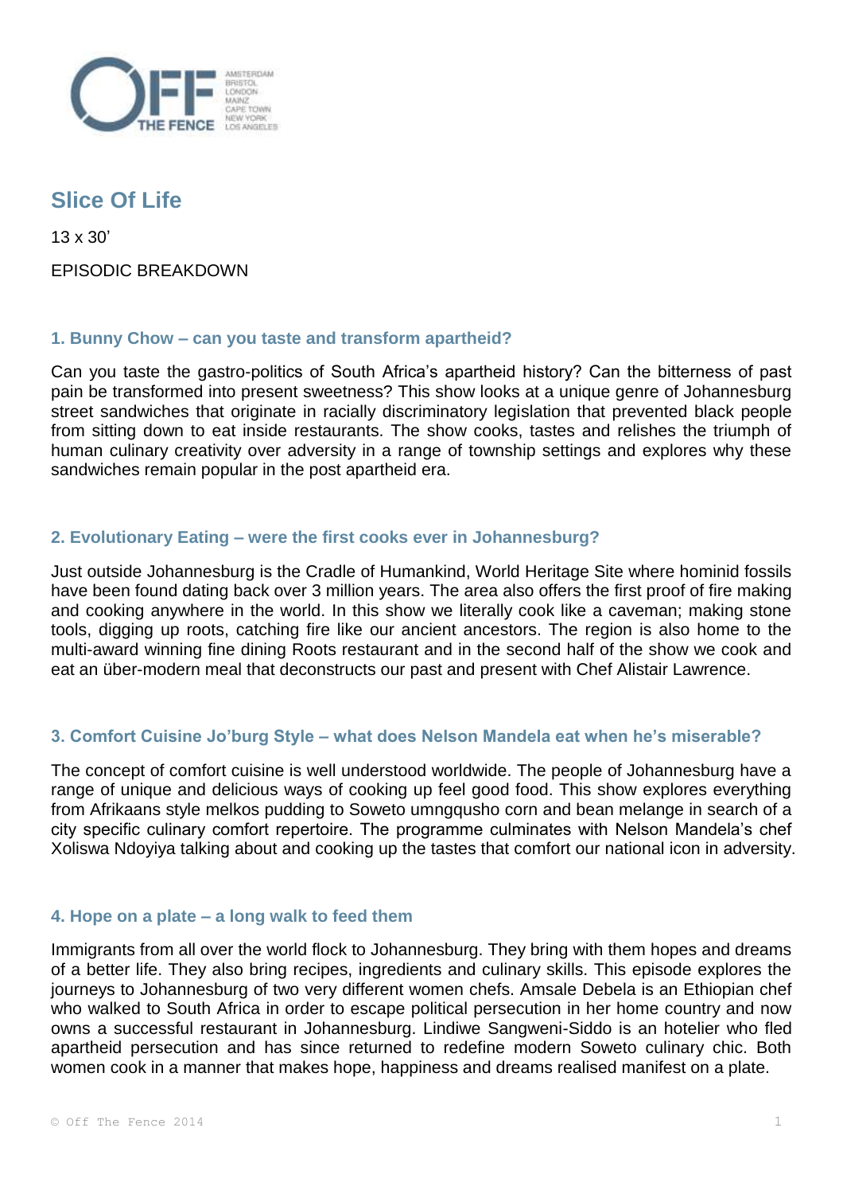# Slice Of Life

13 x 30'

EPISODIC BREAKDOWN

## 1. Bunny Chow – can you taste and transform apartheid?

Can you taste the gastro-politics of South Africa's apartheid history? Can the bitterness of past pain be transformed into present sweetness? This show looks at a unique genre of Johannesburg street sandwiches that originate in racially discriminatory legislation that prevented black people from sitting down to eat inside restaurants. The show cooks, tastes and relishes the triumph of human culinary creativity over adversity in a range of township settings and explores why these sandwiches remain popular in the post apartheid era.

## 2. Evolutionary Eating – were the first cooks ever in Johannesburg?

Just outside Johannesburg is the Cradle of Humankind, World Heritage Site where hominid fossils have been found dating back over 3 million years. The area also offers the first proof of fire making and cooking anywhere in the world. In this show we literally cook like a caveman; making stone tools, digging up roots, catching fire like our ancient ancestors. The region is also home to the multi-award winning fine dining Roots restaurant and in the second half of the show we cook and eat an über-modern meal that deconstructs our past and present with Chef Alistair Lawrence.

## 3. Comfort Cuisine Jo'burg Style – what does Nelson Mandela eat when he's miserable?

The concept of comfort cuisine is well understood worldwide. The people of Johannesburg have a range of unique and delicious ways of cooking up feel good food. This show explores everything from Afrikaans style melkos pudding to Soweto umngqusho corn and bean melange in search of a city specific culinary comfort repertoire. The programme culminates with Nelson Mandela's chef Xoliswa Ndoyiya talking about and cooking up the tastes that comfort our national icon in adversity.

## 4. Hope on a plate – a long walk to feed them

Immigrants from all over the world flock to Johannesburg. They bring with them hopes and dreams of a better life. They also bring recipes, ingredients and culinary skills. This episode explores the journeys to Johannesburg of two very different women chefs. Amsale Debela is an Ethiopian chef who walked to South Africa in order to escape political persecution in her home country and now owns a successful restaurant in Johannesburg. Lindiwe Sangweni-Siddo is an hotelier who fled apartheid persecution and has since returned to redefine modern Soweto culinary chic. Both women cook in a manner that makes hope, happiness and dreams realised manifest on a plate.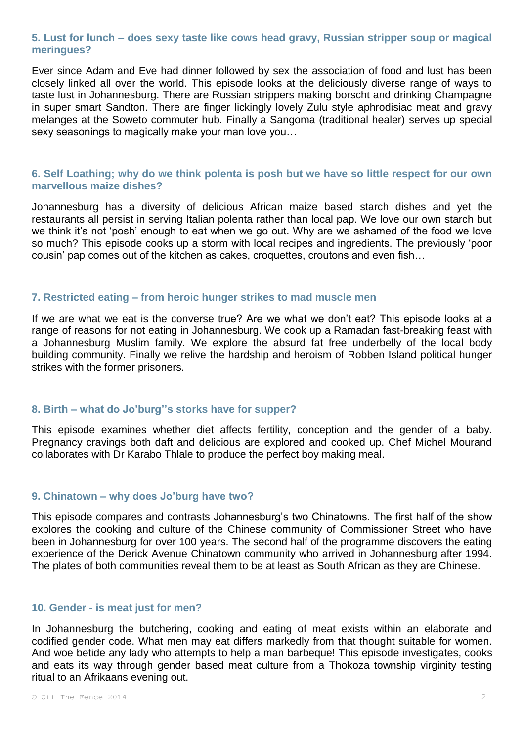### 5. Lust for lunch – does sexy taste like cows head gravy, Russian stripper soup or magical meringues?

Ever since Adam and Eve had dinner followed by sex the association of food and lust has been closely linked all over the world. This episode looks at the deliciously diverse range of ways to taste lust in Johannesburg. There are Russian strippers making borscht and drinking Champagne in super smart Sandton. There are finger lickingly lovely Zulu style aphrodisiac meat and gravy melanges at the Soweto commuter hub. Finally a Sangoma (traditional healer) serves up special sexy seasonings to magically make your man love you…

### 6. Self Loathing; why do we think polenta is posh but we have so little respect for our own marvellous maize dishes?

Johannesburg has a diversity of delicious African maize based starch dishes and yet the restaurants all persist in serving Italian polenta rather than local pap. We love our own starch but we think it's not 'posh' enough to eat when we go out. Why are we ashamed of the food we love so much? This episode cooks up a storm with local recipes and ingredients. The previously 'poor cousin' pap comes out of the kitchen as cakes, croquettes, croutons and even fish…

### 7. Restricted eating – from heroic hunger strikes to mad muscle men

If we are what we eat is the converse true? Are we what we don't eat? This episode looks at a range of reasons for not eating in Johannesburg. We cook up a Ramadan fast-breaking feast with a Johannesburg Muslim family. We explore the absurd fat free underbelly of the local body building community. Finally we relive the hardship and heroism of Robben Island political hunger strikes with the former prisoners.

### 8. Birth – what do Jo'burg''s storks have for supper?

This episode examines whether diet affects fertility, conception and the gender of a baby. Pregnancy cravings both daft and delicious are explored and cooked up. Chef Michel Mourand collaborates with Dr Karabo Thlale to produce the perfect boy making meal.

### 9. Chinatown – why does Jo'burg have two?

This episode compares and contrasts Johannesburg's two Chinatowns. The first half of the show explores the cooking and culture of the Chinese community of Commissioner Street who have been in Johannesburg for over 100 years. The second half of the programme discovers the eating experience of the Derick Avenue Chinatown community who arrived in Johannesburg after 1994. The plates of both communities reveal them to be at least as South African as they are Chinese.

### 10. Gender - is meat just for men?

In Johannesburg the butchering, cooking and eating of meat exists within an elaborate and codified gender code. What men may eat differs markedly from that thought suitable for women. And woe betide any lady who attempts to help a man barbeque! This episode investigates, cooks and eats its way through gender based meat culture from a Thokoza township virginity testing ritual to an Afrikaans evening out.

© Off The Fence 2014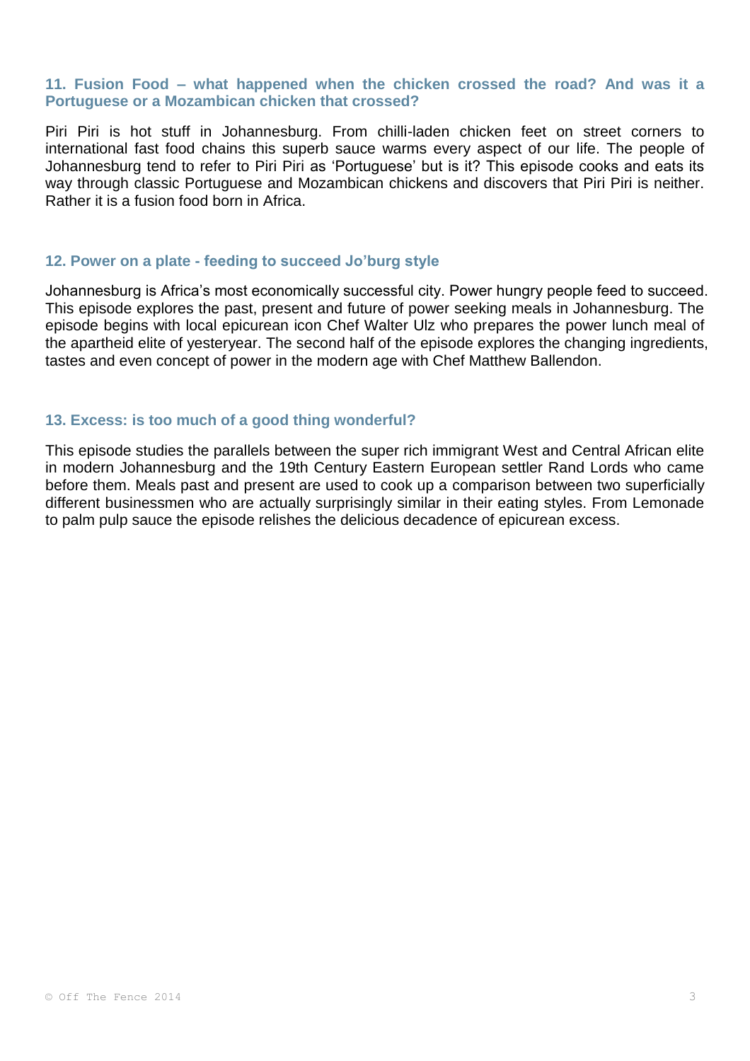### 11. Fusion Food – what happened when the chicken crossed the road? And was it a Portuguese or a Mozambican chicken that crossed?

Piri Piri is hot stuff in Johannesburg. From chilli-laden chicken feet on street corners to international fast food chains this superb sauce warms every aspect of our life. The people of Johannesburg tend to refer to Piri Piri as 'Portuguese' but is it? This episode cooks and eats its way through classic Portuguese and Mozambican chickens and discovers that Piri Piri is neither. Rather it is a fusion food born in Africa.

### 12. Power on a plate - feeding to succeed Jo'burg style

Johannesburg is Africa's most economically successful city. Power hungry people feed to succeed. This episode explores the past, present and future of power seeking meals in Johannesburg. The episode begins with local epicurean icon Chef Walter Ulz who prepares the power lunch meal of the apartheid elite of yesteryear. The second half of the episode explores the changing ingredients, tastes and even concept of power in the modern age with Chef Matthew Ballendon.

### 13. Excess: is too much of a good thing wonderful?

This episode studies the parallels between the super rich immigrant West and Central African elite in modern Johannesburg and the 19th Century Eastern European settler Rand Lords who came before them. Meals past and present are used to cook up a comparison between two superficially different businessmen who are actually surprisingly similar in their eating styles. From Lemonade to palm pulp sauce the episode relishes the delicious decadence of epicurean excess.

© Off The Fence 2014